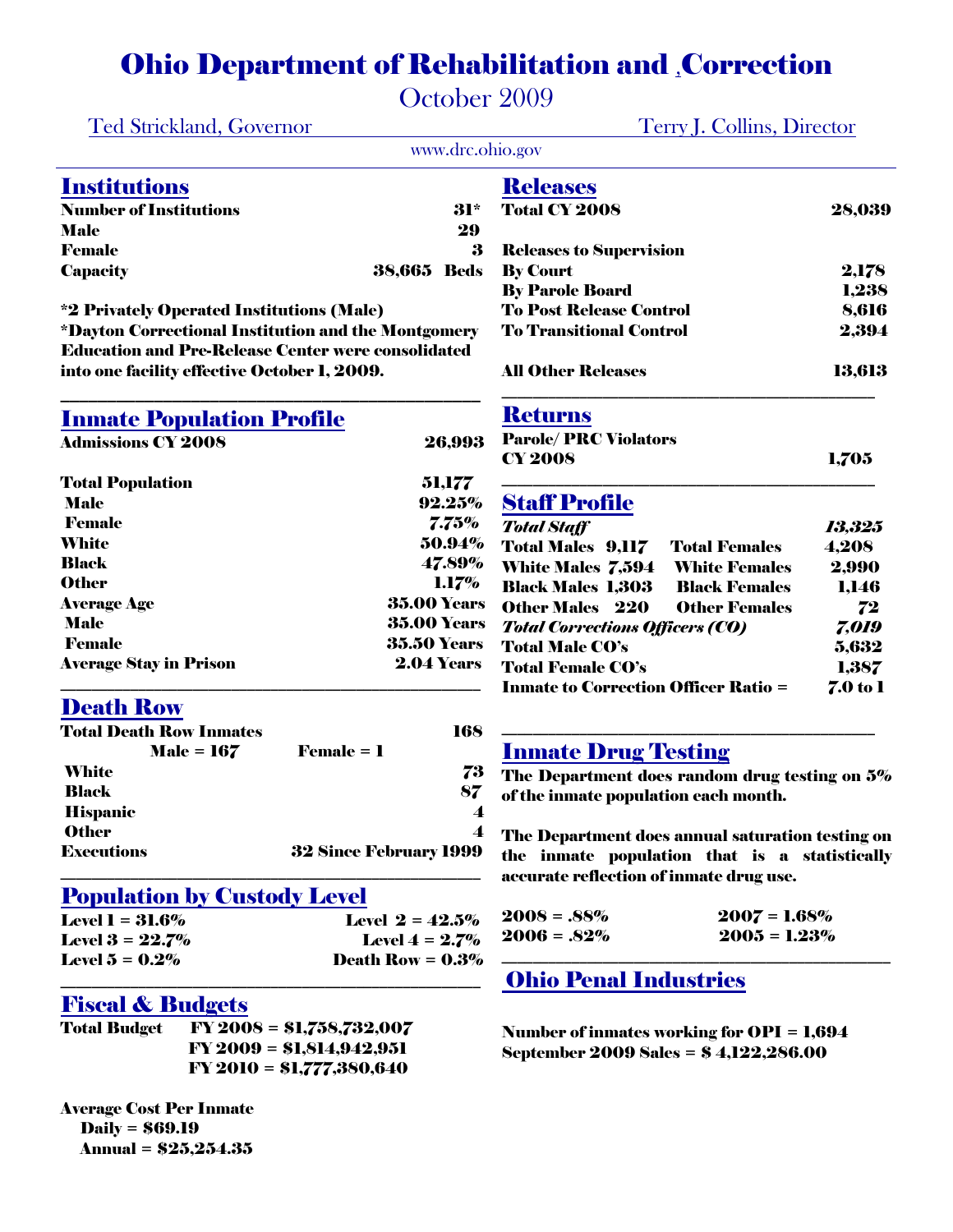# Ohio Department of Rehabilitation and ,Correction

October 2009

Ted Strickland, Governor — Terry J. Collins, Director

www.drc.ohio.gov

## Institutions

| | |
|---|---|
| **Number of Institutions** | **31*** |
| **Male** | **29** |
| **Female** | **3** |
| **Capacity** | **38,665 Beds** |

**\*2 Privately Operated Institutions (Male)**
**\*Dayton Correctional Institution and the Montgomery Education and Pre-Release Center were consolidated into one facility effective October 1, 2009.**

## Inmate Population Profile

| | |
|---|---|
| **Admissions CY 2008** | **26,993** |
| **Total Population** | **51,177** |
| **Male** | **92.25%** |
| **Female** | **7.75%** |
| **White** | **50.94%** |
| **Black** | **47.89%** |
| **Other** | **1.17%** |
| **Average Age** | **35.00 Years** |
| **Male** | **35.00 Years** |
| **Female** | **35.50 Years** |
| **Average Stay in Prison** | **2.04 Years** |

## Death Row

| | |
|---|---|
| **Total Death Row Inmates** | **168** |
| **Male = 167** | **Female = 1** |
| **White** | **73** |
| **Black** | **87** |
| **Hispanic** | **4** |
| **Other** | **4** |
| **Executions** | **32 Since February 1999** |

## Population by Custody Level

| | |
|---|---|
| **Level 1 = 31.6%** | **Level 2 = 42.5%** |
| **Level 3 = 22.7%** | **Level 4 = 2.7%** |
| **Level 5 = 0.2%** | **Death Row = 0.3%** |

## Fiscal & Budgets

**Total Budget**
**FY 2008 = $1,758,732,007**
**FY 2009 = $1,814,942,951**
**FY 2010 = $1,777,380,640**

**Average Cost Per Inmate**
**Daily = $69.19**
**Annual = $25,254.35**

## Releases

| | |
|---|---|
| **Total CY 2008** | **28,039** |
| **Releases to Supervision** | |
| **By Court** | **2,178** |
| **By Parole Board** | **1,238** |
| **To Post Release Control** | **8,616** |
| **To Transitional Control** | **2,394** |
| **All Other Releases** | **13,613** |

## Returns

| | |
|---|---|
| **Parole/ PRC Violators CY 2008** | **1,705** |

## Staff Profile

| | | | |
|---|---|---|---|
| ***Total Staff*** | | | ***13,325*** |
| **Total Males** | **9,117** | **Total Females** | **4,208** |
| **White Males** | **7,594** | **White Females** | **2,990** |
| **Black Males** | **1,303** | **Black Females** | **1,146** |
| **Other Males** | **220** | **Other Females** | **72** |
| ***Total Corrections Officers (CO)*** | | | ***7,019*** |
| **Total Male CO's** | | | **5,632** |
| **Total Female CO's** | | | **1,387** |
| **Inmate to Correction Officer Ratio =** | | | **7.0 to 1** |

## Inmate Drug Testing

**The Department does random drug testing on 5% of the inmate population each month.**

**The Department does annual saturation testing on the inmate population that is a statistically accurate reflection of inmate drug use.**

| | |
|---|---|
| **2008 = .88%** | **2007 = 1.68%** |
| **2006 = .82%** | **2005 = 1.23%** |

## Ohio Penal Industries

**Number of inmates working for OPI = 1,694**
**September 2009 Sales = $ 4,122,286.00**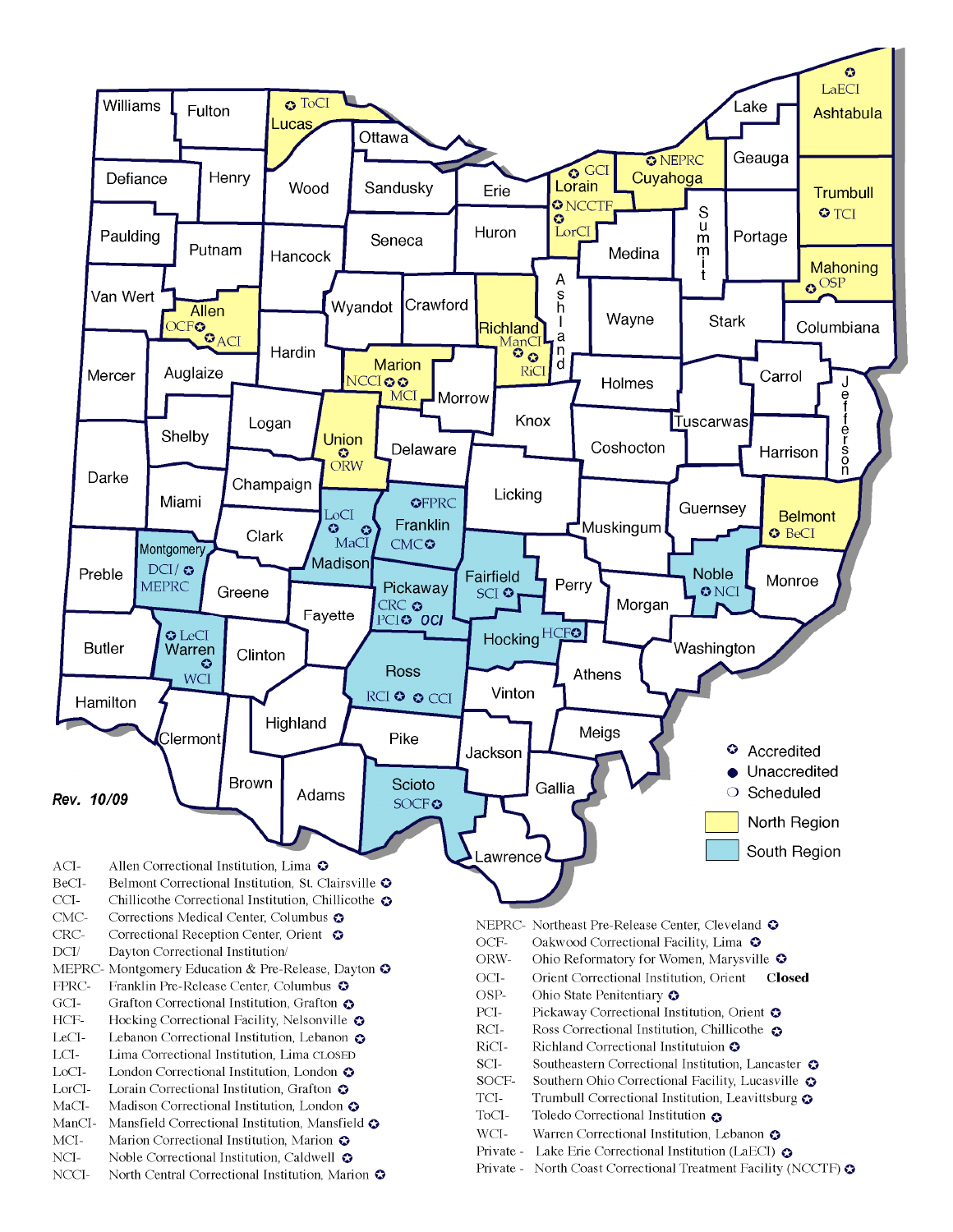Rev. 10/09

✪ Accredited
● Unaccredited
○ Scheduled

North Region
South Region

ACI- Allen Correctional Institution, Lima ✪
BeCI- Belmont Correctional Institution, St. Clairsville ✪
CCI- Chillicothe Correctional Institution, Chillicothe ✪
CMC- Corrections Medical Center, Columbus ✪
CRC- Correctional Reception Center, Orient ✪
DCI/ Dayton Correctional Institution/
MEPRC- Montgomery Education & Pre-Release, Dayton ✪
FPRC- Franklin Pre-Release Center, Columbus ✪
GCI- Grafton Correctional Institution, Grafton ✪
HCF- Hocking Correctional Facility, Nelsonville ✪
LeCI- Lebanon Correctional Institution, Lebanon ✪
LCI- Lima Correctional Institution, Lima CLOSED
LoCI- London Correctional Institution, London ✪
LorCI- Lorain Correctional Institution, Grafton ✪
MaCI- Madison Correctional Institution, London ✪
ManCI- Mansfield Correctional Institution, Mansfield ✪
MCI- Marion Correctional Institution, Marion ✪
NCI- Noble Correctional Institution, Caldwell ✪
NCCI- North Central Correctional Institution, Marion ✪

NEPRC- Northeast Pre-Release Center, Cleveland ✪
OCF- Oakwood Correctional Facility, Lima ✪
ORW- Ohio Reformatory for Women, Marysville ✪
OCI- Orient Correctional Institution, Orient **Closed**
OSP- Ohio State Penitentiary ✪
PCI- Pickaway Correctional Institution, Orient ✪
RCI- Ross Correctional Institution, Chillicothe ✪
RiCI- Richland Correctional Institutuion ✪
SCI- Southeastern Correctional Institution, Lancaster ✪
SOCF- Southern Ohio Correctional Facility, Lucasville ✪
TCI- Trumbull Correctional Institution, Leavittsburg ✪
ToCI- Toledo Correctional Institution ✪
WCI- Warren Correctional Institution, Lebanon ✪
Private - Lake Erie Correctional Institution (LaECI) ✪
Private - North Coast Correctional Treatment Facility (NCCTF) ✪